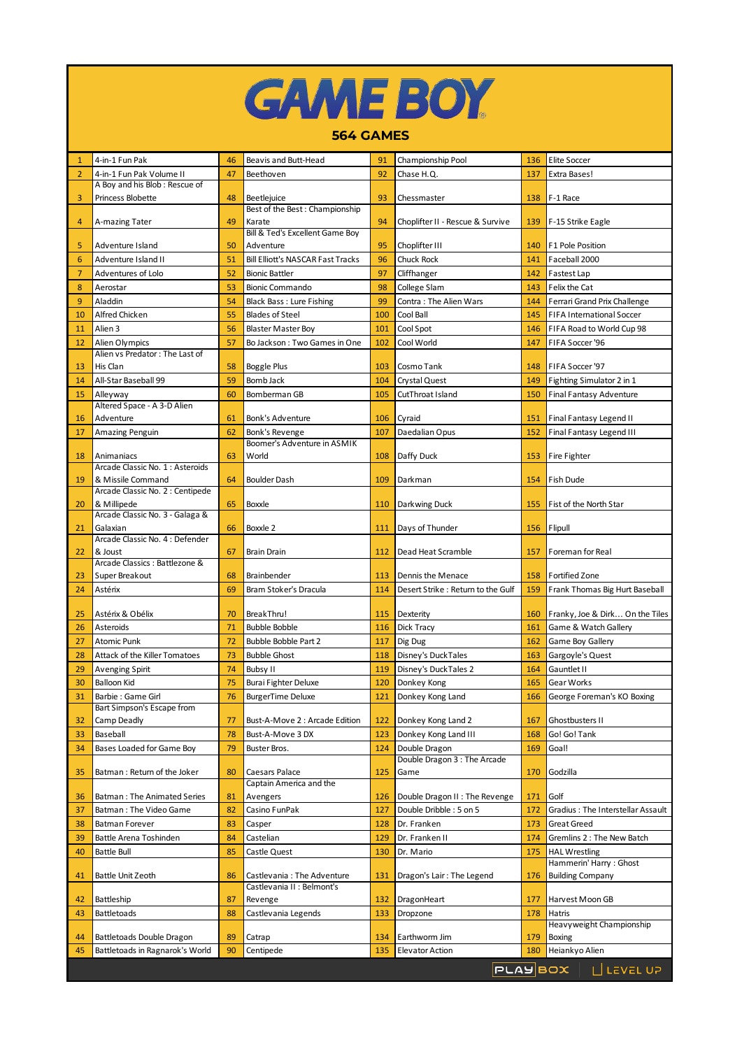# GAME BOY

## 564 GAMES

| # | Title | # | Title | # | Title | # | Title |
|---|---|---|---|---|---|---|---|
| 1 | 4-in-1 Fun Pak | 46 | Beavis and Butt-Head | 91 | Championship Pool | 136 | Elite Soccer |
| 2 | 4-in-1 Fun Pak Volume II | 47 | Beethoven | 92 | Chase H.Q. | 137 | Extra Bases! |
| 3 | A Boy and his Blob : Rescue of Princess Blobette | 48 | Beetlejuice | 93 | Chessmaster | 138 | F-1 Race |
| 4 | A-mazing Tater | 49 | Best of the Best : Championship Karate | 94 | Choplifter II - Rescue & Survive | 139 | F-15 Strike Eagle |
| 5 | Adventure Island | 50 | Bill & Ted's Excellent Game Boy Adventure | 95 | Choplifter III | 140 | F1 Pole Position |
| 6 | Adventure Island II | 51 | Bill Elliott's NASCAR Fast Tracks | 96 | Chuck Rock | 141 | Faceball 2000 |
| 7 | Adventures of Lolo | 52 | Bionic Battler | 97 | Cliffhanger | 142 | Fastest Lap |
| 8 | Aerostar | 53 | Bionic Commando | 98 | College Slam | 143 | Felix the Cat |
| 9 | Aladdin | 54 | Black Bass : Lure Fishing | 99 | Contra : The Alien Wars | 144 | Ferrari Grand Prix Challenge |
| 10 | Alfred Chicken | 55 | Blades of Steel | 100 | Cool Ball | 145 | FIFA International Soccer |
| 11 | Alien 3 | 56 | Blaster Master Boy | 101 | Cool Spot | 146 | FIFA Road to World Cup 98 |
| 12 | Alien Olympics | 57 | Bo Jackson : Two Games in One | 102 | Cool World | 147 | FIFA Soccer '96 |
| 13 | Alien vs Predator : The Last of His Clan | 58 | Boggle Plus | 103 | Cosmo Tank | 148 | FIFA Soccer '97 |
| 14 | All-Star Baseball 99 | 59 | Bomb Jack | 104 | Crystal Quest | 149 | Fighting Simulator 2 in 1 |
| 15 | Alleyway | 60 | Bomberman GB | 105 | CutThroat Island | 150 | Final Fantasy Adventure |
| 16 | Altered Space - A 3-D Alien Adventure | 61 | Bonk's Adventure | 106 | Cyraid | 151 | Final Fantasy Legend II |
| 17 | Amazing Penguin | 62 | Bonk's Revenge | 107 | Daedalian Opus | 152 | Final Fantasy Legend III |
| 18 | Animaniacs | 63 | Boomer's Adventure in ASMIK World | 108 | Daffy Duck | 153 | Fire Fighter |
| 19 | Arcade Classic No. 1 : Asteroids & Missile Command | 64 | Boulder Dash | 109 | Darkman | 154 | Fish Dude |
| 20 | Arcade Classic No. 2 : Centipede & Millipede | 65 | Boxxle | 110 | Darkwing Duck | 155 | Fist of the North Star |
| 21 | Arcade Classic No. 3 - Galaga & Galaxian | 66 | Boxxle 2 | 111 | Days of Thunder | 156 | Flipull |
| 22 | Arcade Classic No. 4 : Defender & Joust | 67 | Brain Drain | 112 | Dead Heat Scramble | 157 | Foreman for Real |
| 23 | Arcade Classics : Battlezone & Super Breakout | 68 | Brainbender | 113 | Dennis the Menace | 158 | Fortified Zone |
| 24 | Astérix | 69 | Bram Stoker's Dracula | 114 | Desert Strike : Return to the Gulf | 159 | Frank Thomas Big Hurt Baseball |
| 25 | Astérix & Obélix | 70 | BreakThru! | 115 | Dexterity | 160 | Franky, Joe & Dirk… On the Tiles |
| 26 | Asteroids | 71 | Bubble Bobble | 116 | Dick Tracy | 161 | Game & Watch Gallery |
| 27 | Atomic Punk | 72 | Bubble Bobble Part 2 | 117 | Dig Dug | 162 | Game Boy Gallery |
| 28 | Attack of the Killer Tomatoes | 73 | Bubble Ghost | 118 | Disney's DuckTales | 163 | Gargoyle's Quest |
| 29 | Avenging Spirit | 74 | Bubsy II | 119 | Disney's DuckTales 2 | 164 | Gauntlet II |
| 30 | Balloon Kid | 75 | Burai Fighter Deluxe | 120 | Donkey Kong | 165 | Gear Works |
| 31 | Barbie : Game Girl | 76 | BurgerTime Deluxe | 121 | Donkey Kong Land | 166 | George Foreman's KO Boxing |
| 32 | Bart Simpson's Escape from Camp Deadly | 77 | Bust-A-Move 2 : Arcade Edition | 122 | Donkey Kong Land 2 | 167 | Ghostbusters II |
| 33 | Baseball | 78 | Bust-A-Move 3 DX | 123 | Donkey Kong Land III | 168 | Go! Go! Tank |
| 34 | Bases Loaded for Game Boy | 79 | Buster Bros. | 124 | Double Dragon | 169 | Goal! |
| 35 | Batman : Return of the Joker | 80 | Caesars Palace | 125 | Double Dragon 3 : The Arcade Game | 170 | Godzilla |
| 36 | Batman : The Animated Series | 81 | Captain America and the Avengers | 126 | Double Dragon II : The Revenge | 171 | Golf |
| 37 | Batman : The Video Game | 82 | Casino FunPak | 127 | Double Dribble : 5 on 5 | 172 | Gradius : The Interstellar Assault |
| 38 | Batman Forever | 83 | Casper | 128 | Dr. Franken | 173 | Great Greed |
| 39 | Battle Arena Toshinden | 84 | Castelian | 129 | Dr. Franken II | 174 | Gremlins 2 : The New Batch |
| 40 | Battle Bull | 85 | Castle Quest | 130 | Dr. Mario | 175 | HAL Wrestling |
| 41 | Battle Unit Zeoth | 86 | Castlevania : The Adventure | 131 | Dragon's Lair : The Legend | 176 | Hammerin' Harry : Ghost Building Company |
| 42 | Battleship | 87 | Castlevania II : Belmont's Revenge | 132 | DragonHeart | 177 | Harvest Moon GB |
| 43 | Battletoads | 88 | Castlevania Legends | 133 | Dropzone | 178 | Hatris |
| 44 | Battletoads Double Dragon | 89 | Catrap | 134 | Earthworm Jim | 179 | Heavyweight Championship Boxing |
| 45 | Battletoads in Ragnarok's World | 90 | Centipede | 135 | Elevator Action | 180 | Heiankyo Alien |

PLAYBOX | LEVEL UP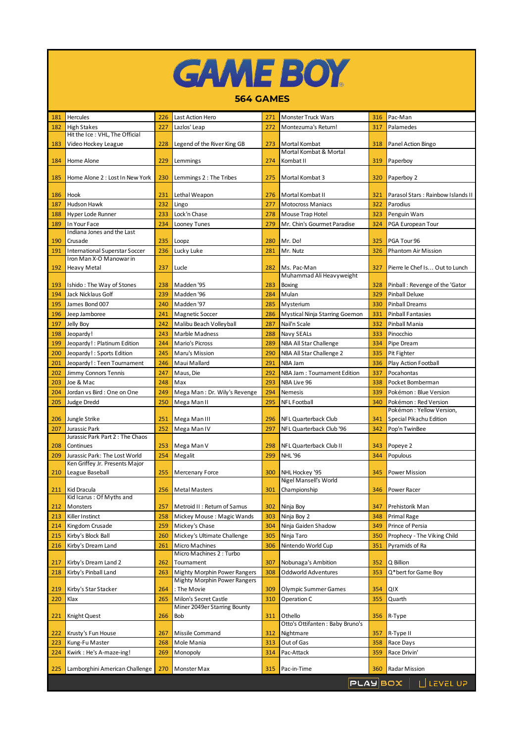# GAME BOY

## 564 GAMES

| # | Game | # | Game | # | Game | # | Game |
|---|---|---|---|---|---|---|---|
| 181 | Hercules | 226 | Last Action Hero | 271 | Monster Truck Wars | 316 | Pac-Man |
| 182 | High Stakes | 227 | Lazlos' Leap | 272 | Montezuma's Return! | 317 | Palamedes |
| 183 | Hit the Ice : VHL, The Official Video Hockey League | 228 | Legend of the River King GB | 273 | Mortal Kombat | 318 | Panel Action Bingo |
| 184 | Home Alone | 229 | Lemmings | 274 | Mortal Kombat & Mortal Kombat II | 319 | Paperboy |
| 185 | Home Alone 2 : Lost In New York | 230 | Lemmings 2 : The Tribes | 275 | Mortal Kombat 3 | 320 | Paperboy 2 |
| 186 | Hook | 231 | Lethal Weapon | 276 | Mortal Kombat II | 321 | Parasol Stars : Rainbow Islands II |
| 187 | Hudson Hawk | 232 | Lingo | 277 | Motocross Maniacs | 322 | Parodius |
| 188 | Hyper Lode Runner | 233 | Lock'n Chase | 278 | Mouse Trap Hotel | 323 | Penguin Wars |
| 189 | In Your Face | 234 | Looney Tunes | 279 | Mr. Chin's Gourmet Paradise | 324 | PGA European Tour |
| 190 | Indiana Jones and the Last Crusade | 235 | Loopz | 280 | Mr. Do! | 325 | PGA Tour 96 |
| 191 | International Superstar Soccer | 236 | Lucky Luke | 281 | Mr. Nutz | 326 | Phantom Air Mission |
| 192 | Iron Man X-O Manowar in Heavy Metal | 237 | Lucle | 282 | Ms. Pac-Man | 327 | Pierre le Chef Is… Out to Lunch |
| 193 | Ishido : The Way of Stones | 238 | Madden '95 | 283 | Muhammad Ali Heavyweight Boxing | 328 | Pinball : Revenge of the 'Gator |
| 194 | Jack Nicklaus Golf | 239 | Madden '96 | 284 | Mulan | 329 | Pinball Deluxe |
| 195 | James Bond 007 | 240 | Madden '97 | 285 | Mysterium | 330 | Pinball Dreams |
| 196 | Jeep Jamboree | 241 | Magnetic Soccer | 286 | Mystical Ninja Starring Goemon | 331 | Pinball Fantasies |
| 197 | Jelly Boy | 242 | Malibu Beach Volleyball | 287 | Nail'n Scale | 332 | Pinball Mania |
| 198 | Jeopardy! | 243 | Marble Madness | 288 | Navy SEALs | 333 | Pinocchio |
| 199 | Jeopardy! : Platinum Edition | 244 | Mario's Picross | 289 | NBA All Star Challenge | 334 | Pipe Dream |
| 200 | Jeopardy! : Sports Edition | 245 | Maru's Mission | 290 | NBA All Star Challenge 2 | 335 | Pit Fighter |
| 201 | Jeopardy! : Teen Tournament | 246 | Maui Mallard | 291 | NBA Jam | 336 | Play Action Football |
| 202 | Jimmy Connors Tennis | 247 | Maus, Die | 292 | NBA Jam : Tournament Edition | 337 | Pocahontas |
| 203 | Joe & Mac | 248 | Max | 293 | NBA Live 96 | 338 | Pocket Bomberman |
| 204 | Jordan vs Bird : One on One | 249 | Mega Man : Dr. Wily's Revenge | 294 | Nemesis | 339 | Pokémon : Blue Version |
| 205 | Judge Dredd | 250 | Mega Man II | 295 | NFL Football | 340 | Pokémon : Red Version |
| 206 | Jungle Strike | 251 | Mega Man III | 296 | NFL Quarterback Club | 341 | Pokémon : Yellow Version, Special Pikachu Edition |
| 207 | Jurassic Park | 252 | Mega Man IV | 297 | NFL Quarterback Club '96 | 342 | Pop'n TwinBee |
| 208 | Jurassic Park Part 2 : The Chaos Continues | 253 | Mega Man V | 298 | NFL Quarterback Club II | 343 | Popeye 2 |
| 209 | Jurassic Park: The Lost World | 254 | Megalit | 299 | NHL '96 | 344 | Populous |
| 210 | Ken Griffey Jr. Presents Major League Baseball | 255 | Mercenary Force | 300 | NHL Hockey '95 | 345 | Power Mission |
| 211 | Kid Dracula | 256 | Metal Masters | 301 | Nigel Mansell's World Championship | 346 | Power Racer |
| 212 | Kid Icarus : Of Myths and Monsters | 257 | Metroid II : Return of Samus | 302 | Ninja Boy | 347 | Prehistorik Man |
| 213 | Killer Instinct | 258 | Mickey Mouse : Magic Wands | 303 | Ninja Boy 2 | 348 | Primal Rage |
| 214 | Kingdom Crusade | 259 | Mickey's Chase | 304 | Ninja Gaiden Shadow | 349 | Prince of Persia |
| 215 | Kirby's Block Ball | 260 | Mickey's Ultimate Challenge | 305 | Ninja Taro | 350 | Prophecy - The Viking Child |
| 216 | Kirby's Dream Land | 261 | Micro Machines | 306 | Nintendo World Cup | 351 | Pyramids of Ra |
| 217 | Kirby's Dream Land 2 | 262 | Micro Machines 2 : Turbo Tournament | 307 | Nobunaga's Ambition | 352 | Q Billion |
| 218 | Kirby's Pinball Land | 263 | Mighty Morphin Power Rangers | 308 | Oddworld Adventures | 353 | Q*bert for Game Boy |
| 219 | Kirby's Star Stacker | 264 | Mighty Morphin Power Rangers : The Movie | 309 | Olympic Summer Games | 354 | QIX |
| 220 | Klax | 265 | Milon's Secret Castle | 310 | Operation C | 355 | Quarth |
| 221 | Knight Quest | 266 | Miner 2049er Starring Bounty Bob | 311 | Othello | 356 | R-Type |
| 222 | Krusty's Fun House | 267 | Missile Command | 312 | Otto's Ottifanten : Baby Bruno's Nightmare | 357 | R-Type II |
| 223 | Kung-Fu Master | 268 | Mole Mania | 313 | Out of Gas | 358 | Race Days |
| 224 | Kwirk : He's A-maze-ing! | 269 | Monopoly | 314 | Pac-Attack | 359 | Race Drivin' |
| 225 | Lamborghini American Challenge | 270 | Monster Max | 315 | Pac-in-Time | 360 | Radar Mission |

PLAYBOX | LEVEL UP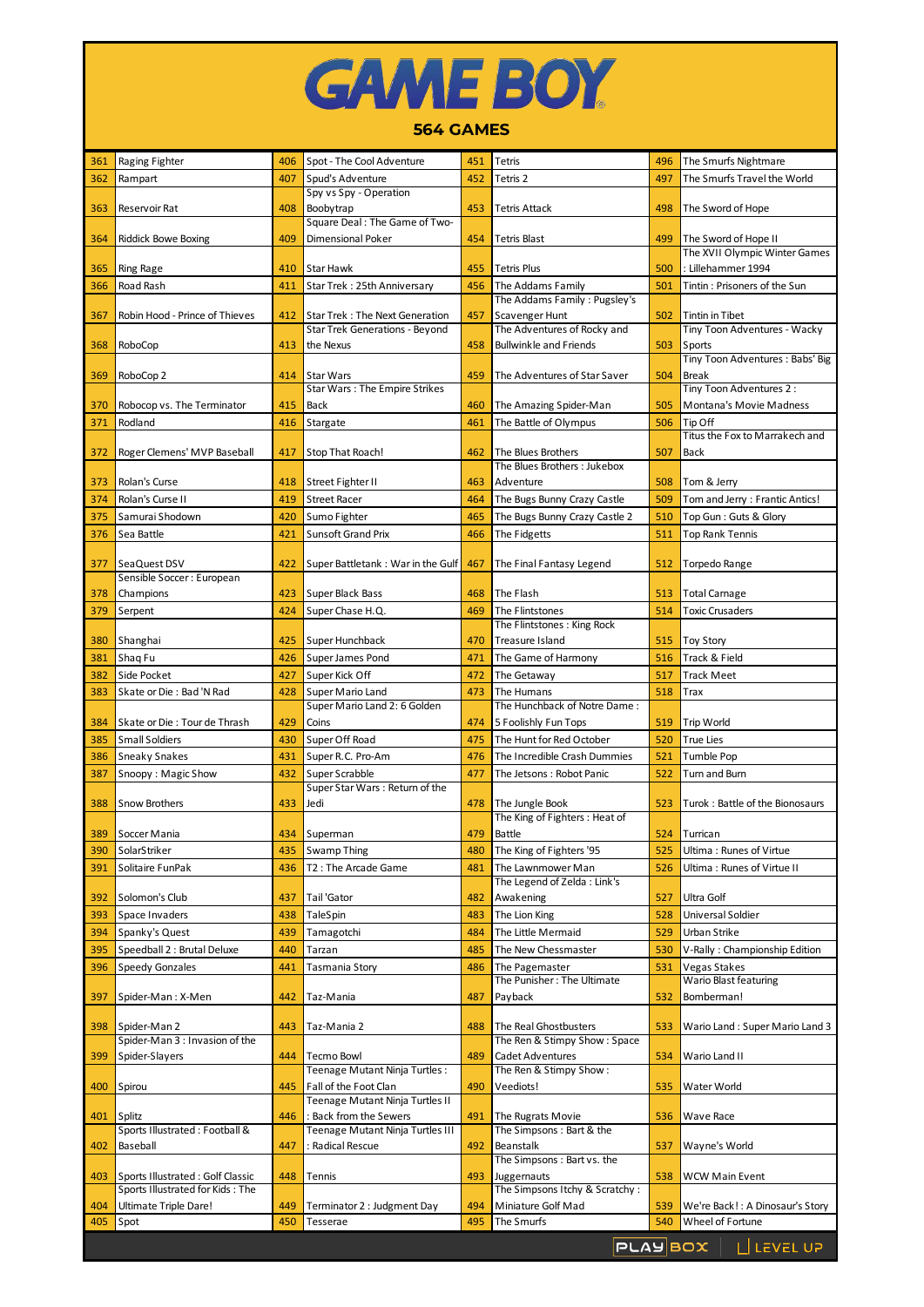# GAME BOY

## 564 GAMES

| # | Game | # | Game | # | Game | # | Game |
|---|---|---|---|---|---|---|---|
| 361 | Raging Fighter | 406 | Spot - The Cool Adventure | 451 | Tetris | 496 | The Smurfs Nightmare |
| 362 | Rampart | 407 | Spud's Adventure | 452 | Tetris 2 | 497 | The Smurfs Travel the World |
| 363 | Reservoir Rat | 408 | Spy vs Spy - Operation Boobytrap | 453 | Tetris Attack | 498 | The Sword of Hope |
| 364 | Riddick Bowe Boxing | 409 | Square Deal : The Game of Two-Dimensional Poker | 454 | Tetris Blast | 499 | The Sword of Hope II |
| 365 | Ring Rage | 410 | Star Hawk | 455 | Tetris Plus | 500 | The XVII Olympic Winter Games : Lillehammer 1994 |
| 366 | Road Rash | 411 | Star Trek : 25th Anniversary | 456 | The Addams Family | 501 | Tintin : Prisoners of the Sun |
| 367 | Robin Hood - Prince of Thieves | 412 | Star Trek : The Next Generation | 457 | The Addams Family : Pugsley's Scavenger Hunt | 502 | Tintin in Tibet |
| 368 | RoboCop | 413 | Star Trek Generations - Beyond the Nexus | 458 | The Adventures of Rocky and Bullwinkle and Friends | 503 | Tiny Toon Adventures - Wacky Sports |
| 369 | RoboCop 2 | 414 | Star Wars | 459 | The Adventures of Star Saver | 504 | Tiny Toon Adventures : Babs' Big Break |
| 370 | Robocop vs. The Terminator | 415 | Star Wars : The Empire Strikes Back | 460 | The Amazing Spider-Man | 505 | Tiny Toon Adventures 2 : Montana's Movie Madness |
| 371 | Rodland | 416 | Stargate | 461 | The Battle of Olympus | 506 | Tip Off |
| 372 | Roger Clemens' MVP Baseball | 417 | Stop That Roach! | 462 | The Blues Brothers | 507 | Titus the Fox to Marrakech and Back |
| 373 | Rolan's Curse | 418 | Street Fighter II | 463 | The Blues Brothers : Jukebox Adventure | 508 | Tom & Jerry |
| 374 | Rolan's Curse II | 419 | Street Racer | 464 | The Bugs Bunny Crazy Castle | 509 | Tom and Jerry : Frantic Antics! |
| 375 | Samurai Shodown | 420 | Sumo Fighter | 465 | The Bugs Bunny Crazy Castle 2 | 510 | Top Gun : Guts & Glory |
| 376 | Sea Battle | 421 | Sunsoft Grand Prix | 466 | The Fidgetts | 511 | Top Rank Tennis |
| 377 | SeaQuest DSV | 422 | Super Battletank : War in the Gulf | 467 | The Final Fantasy Legend | 512 | Torpedo Range |
| 378 | Sensible Soccer : European Champions | 423 | Super Black Bass | 468 | The Flash | 513 | Total Carnage |
| 379 | Serpent | 424 | Super Chase H.Q. | 469 | The Flintstones | 514 | Toxic Crusaders |
| 380 | Shanghai | 425 | Super Hunchback | 470 | The Flintstones : King Rock Treasure Island | 515 | Toy Story |
| 381 | Shaq Fu | 426 | Super James Pond | 471 | The Game of Harmony | 516 | Track & Field |
| 382 | Side Pocket | 427 | Super Kick Off | 472 | The Getaway | 517 | Track Meet |
| 383 | Skate or Die : Bad 'N Rad | 428 | Super Mario Land | 473 | The Humans | 518 | Trax |
| 384 | Skate or Die : Tour de Thrash | 429 | Super Mario Land 2: 6 Golden Coins | 474 | The Hunchback of Notre Dame : 5 Foolishly Fun Tops | 519 | Trip World |
| 385 | Small Soldiers | 430 | Super Off Road | 475 | The Hunt for Red October | 520 | True Lies |
| 386 | Sneaky Snakes | 431 | Super R.C. Pro-Am | 476 | The Incredible Crash Dummies | 521 | Tumble Pop |
| 387 | Snoopy : Magic Show | 432 | Super Scrabble | 477 | The Jetsons : Robot Panic | 522 | Turn and Burn |
| 388 | Snow Brothers | 433 | Super Star Wars : Return of the Jedi | 478 | The Jungle Book | 523 | Turok : Battle of the Bionosaurs |
| 389 | Soccer Mania | 434 | Superman | 479 | The King of Fighters : Heat of Battle | 524 | Turrican |
| 390 | SolarStriker | 435 | Swamp Thing | 480 | The King of Fighters '95 | 525 | Ultima : Runes of Virtue |
| 391 | Solitaire FunPak | 436 | T2 : The Arcade Game | 481 | The Lawnmower Man | 526 | Ultima : Runes of Virtue II |
| 392 | Solomon's Club | 437 | Tail 'Gator | 482 | The Legend of Zelda : Link's Awakening | 527 | Ultra Golf |
| 393 | Space Invaders | 438 | TaleSpin | 483 | The Lion King | 528 | Universal Soldier |
| 394 | Spanky's Quest | 439 | Tamagotchi | 484 | The Little Mermaid | 529 | Urban Strike |
| 395 | Speedball 2 : Brutal Deluxe | 440 | Tarzan | 485 | The New Chessmaster | 530 | V-Rally : Championship Edition |
| 396 | Speedy Gonzales | 441 | Tasmania Story | 486 | The Pagemaster | 531 | Vegas Stakes |
| 397 | Spider-Man : X-Men | 442 | Taz-Mania | 487 | The Punisher : The Ultimate Payback | 532 | Wario Blast featuring Bomberman! |
| 398 | Spider-Man 2 | 443 | Taz-Mania 2 | 488 | The Real Ghostbusters | 533 | Wario Land : Super Mario Land 3 |
| 399 | Spider-Man 3 : Invasion of the Spider-Slayers | 444 | Tecmo Bowl | 489 | The Ren & Stimpy Show : Space Cadet Adventures | 534 | Wario Land II |
| 400 | Spirou | 445 | Teenage Mutant Ninja Turtles : Fall of the Foot Clan | 490 | The Ren & Stimpy Show : Veediots! | 535 | Water World |
| 401 | Splitz | 446 | Teenage Mutant Ninja Turtles II : Back from the Sewers | 491 | The Rugrats Movie | 536 | Wave Race |
| 402 | Sports Illustrated : Football & Baseball | 447 | Teenage Mutant Ninja Turtles III : Radical Rescue | 492 | The Simpsons : Bart & the Beanstalk | 537 | Wayne's World |
| 403 | Sports Illustrated : Golf Classic | 448 | Tennis | 493 | The Simpsons : Bart vs. the Juggernauts | 538 | WCW Main Event |
| 404 | Sports Illustrated for Kids : The Ultimate Triple Dare! | 449 | Terminator 2 : Judgment Day | 494 | The Simpsons Itchy & Scratchy : Miniature Golf Mad | 539 | We're Back! : A Dinosaur's Story |
| 405 | Spot | 450 | Tesserae | 495 | The Smurfs | 540 | Wheel of Fortune |

PLAYBOX | LEVEL UP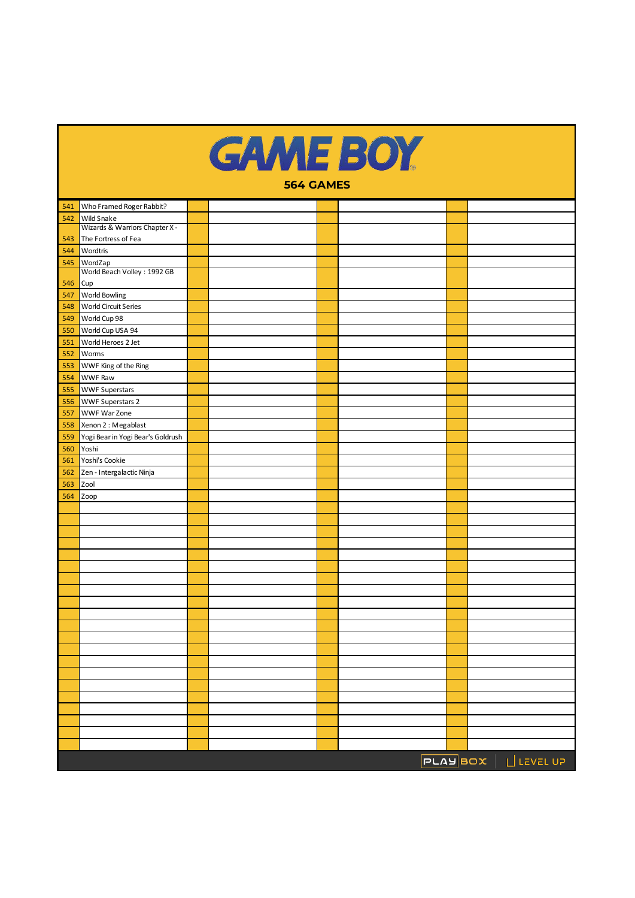# GAME BOY

**564 GAMES**

| | | | | | | | |
|---|---|---|---|---|---|---|---|
| 541 | Who Framed Roger Rabbit? | | | | | | |
| 542 | Wild Snake | | | | | | |
| 543 | Wizards & Warriors Chapter X - The Fortress of Fea | | | | | | |
| 544 | Wordtris | | | | | | |
| 545 | WordZap | | | | | | |
| 546 | World Beach Volley : 1992 GB Cup | | | | | | |
| 547 | World Bowling | | | | | | |
| 548 | World Circuit Series | | | | | | |
| 549 | World Cup 98 | | | | | | |
| 550 | World Cup USA 94 | | | | | | |
| 551 | World Heroes 2 Jet | | | | | | |
| 552 | Worms | | | | | | |
| 553 | WWF King of the Ring | | | | | | |
| 554 | WWF Raw | | | | | | |
| 555 | WWF Superstars | | | | | | |
| 556 | WWF Superstars 2 | | | | | | |
| 557 | WWF War Zone | | | | | | |
| 558 | Xenon 2 : Megablast | | | | | | |
| 559 | Yogi Bear in Yogi Bear's Goldrush | | | | | | |
| 560 | Yoshi | | | | | | |
| 561 | Yoshi's Cookie | | | | | | |
| 562 | Zen - Intergalactic Ninja | | | | | | |
| 563 | Zool | | | | | | |
| 564 | Zoop | | | | | | |

PLAY BOX | LEVEL UP